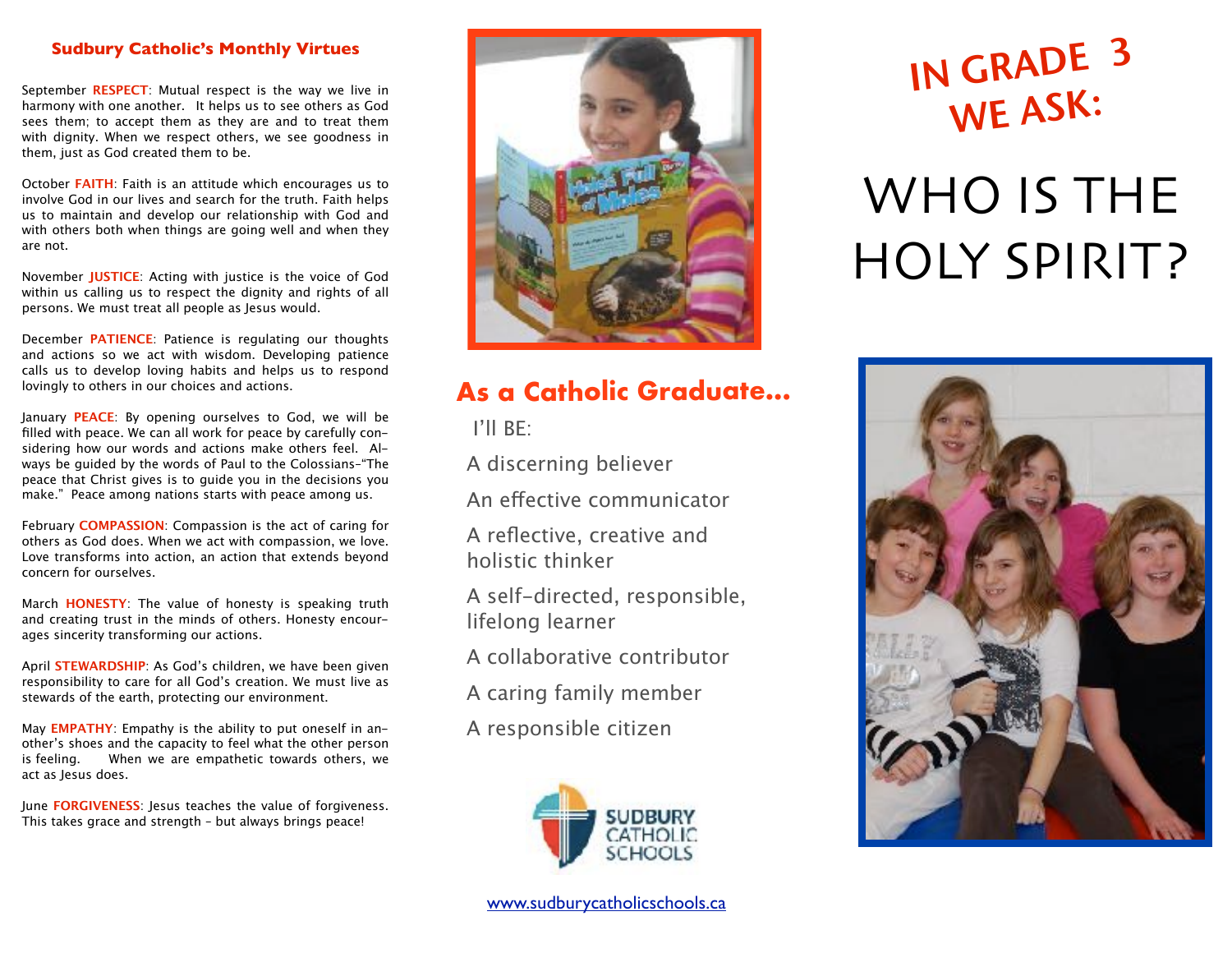## Sudbury Catholic's Monthly Virtues

September **RESPECT**: Mutual respect is the way we live in harmony with one another. It helps us to see others as God sees them; to accept them as they are and to treat them with dignity. When we respect others, we see goodness in them, just as God created them to be.

October **FAITH**: Faith is an attitude which encourages us to involve God in our lives and search for the truth. Faith helps us to maintain and develop our relationship with God and with others both when things are going well and when they are not.

November **JUSTICE**: Acting with justice is the voice of God within us calling us to respect the dignity and rights of all persons. We must treat all people as Jesus would.

December **PATIENCE**: Patience is regulating our thoughts and actions so we act with wisdom. Developing patience calls us to develop loving habits and helps us to respond lovingly to others in our choices and actions.

January **PEACE**: By opening ourselves to God, we will be filled with peace. We can all work for peace by carefully considering how our words and actions make others feel. Always be guided by the words of Paul to the Colossians-"The peace that Christ gives is to guide you in the decisions you make." Peace among nations starts with peace among us.

February **COMPASSION**: Compassion is the act of caring for others as God does. When we act with compassion, we love. Love transforms into action, an action that extends beyond concern for ourselves.

March **HONESTY**: The value of honesty is speaking truth and creating trust in the minds of others. Honesty encourages sincerity transforming our actions.

April **STEWARDSHIP**: As God's children, we have been given responsibility to care for all God's creation. We must live as stewards of the earth, protecting our environment.

May **EMPATHY**: Empathy is the ability to put oneself in another's shoes and the capacity to feel what the other person is feeling. When we are empathetic towards others, we act as Jesus does.

June **FORGIVENESS**: Jesus teaches the value of forgiveness. This takes grace and strength - but always brings peace!

## As a Catholic Graduate...

I'll BE:

A discerning believer

An effective communicator

A reflective, creative and holistic thinker

A self-directed, responsible, lifelong learner

A collaborative contributor

A caring family member

A responsible citizen

SUDBURY CATHOLIC SCHOOLS

www.sudburycatholicschools.ca

## IN GRADE 3 WE ASK:

# WHO IS THE HOLY SPIRIT?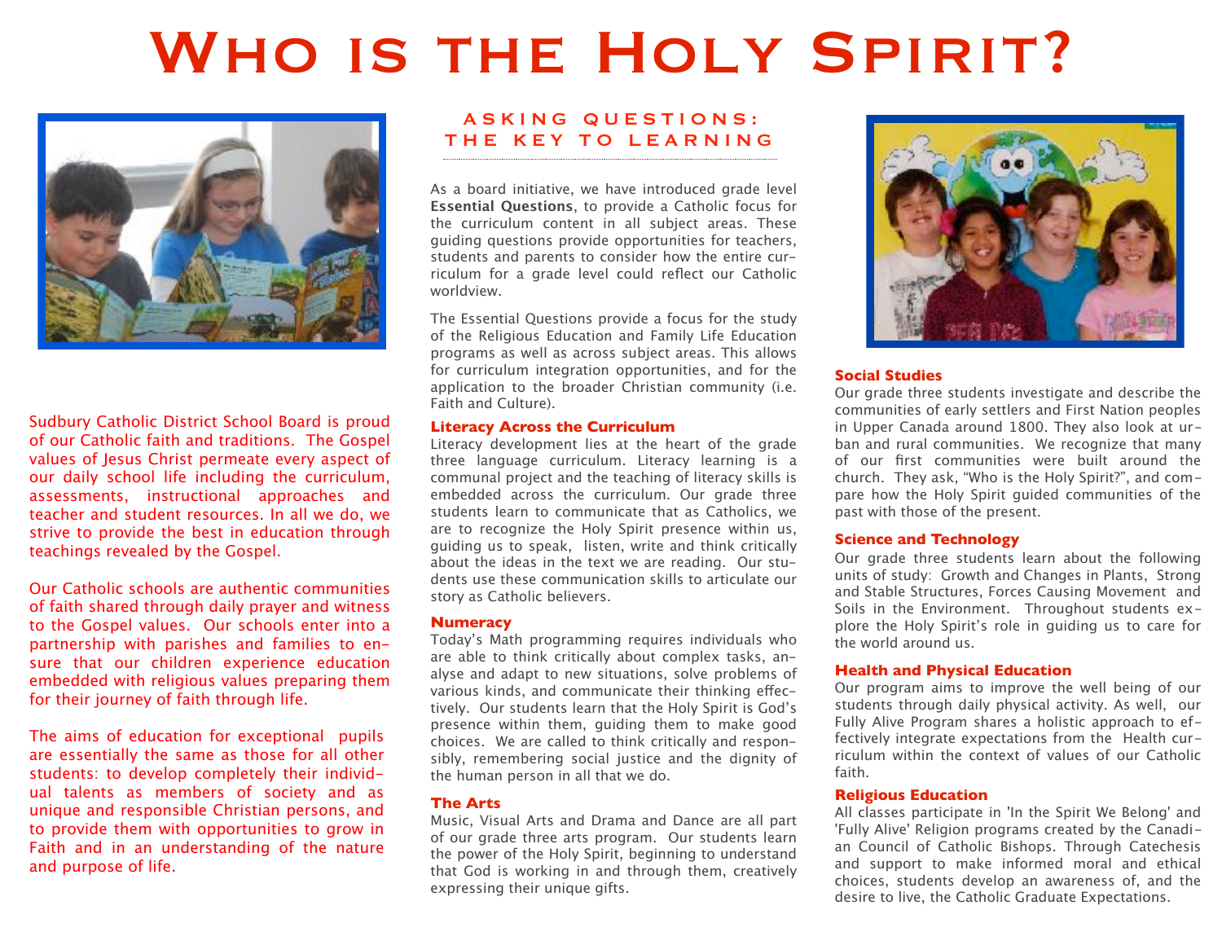# Who is the Holy Spirit?

Sudbury Catholic District School Board is proud of our Catholic faith and traditions. The Gospel values of Jesus Christ permeate every aspect of our daily school life including the curriculum, assessments, instructional approaches and teacher and student resources. In all we do, we strive to provide the best in education through teachings revealed by the Gospel.

Our Catholic schools are authentic communities of faith shared through daily prayer and witness to the Gospel values. Our schools enter into a partnership with parishes and families to ensure that our children experience education embedded with religious values preparing them for their journey of faith through life.

The aims of education for exceptional pupils are essentially the same as those for all other students: to develop completely their individual talents as members of society and as unique and responsible Christian persons, and to provide them with opportunities to grow in Faith and in an understanding of the nature and purpose of life.

## Asking Questions: The Key to Learning

As a board initiative, we have introduced grade level **Essential Questions**, to provide a Catholic focus for the curriculum content in all subject areas. These guiding questions provide opportunities for teachers, students and parents to consider how the entire curriculum for a grade level could reflect our Catholic worldview.

The Essential Questions provide a focus for the study of the Religious Education and Family Life Education programs as well as across subject areas. This allows for curriculum integration opportunities, and for the application to the broader Christian community (i.e. Faith and Culture).

### Literacy Across the Curriculum

Literacy development lies at the heart of the grade three language curriculum. Literacy learning is a communal project and the teaching of literacy skills is embedded across the curriculum. Our grade three students learn to communicate that as Catholics, we are to recognize the Holy Spirit presence within us, guiding us to speak, listen, write and think critically about the ideas in the text we are reading. Our students use these communication skills to articulate our story as Catholic believers.

### Numeracy

Today's Math programming requires individuals who are able to think critically about complex tasks, analyse and adapt to new situations, solve problems of various kinds, and communicate their thinking effectively. Our students learn that the Holy Spirit is God's presence within them, guiding them to make good choices. We are called to think critically and responsibly, remembering social justice and the dignity of the human person in all that we do.

### The Arts

Music, Visual Arts and Drama and Dance are all part of our grade three arts program. Our students learn the power of the Holy Spirit, beginning to understand that God is working in and through them, creatively expressing their unique gifts.

### Social Studies

Our grade three students investigate and describe the communities of early settlers and First Nation peoples in Upper Canada around 1800. They also look at urban and rural communities. We recognize that many of our first communities were built around the church. They ask, "Who is the Holy Spirit?", and compare how the Holy Spirit guided communities of the past with those of the present.

### Science and Technology

Our grade three students learn about the following units of study: Growth and Changes in Plants, Strong and Stable Structures, Forces Causing Movement and Soils in the Environment. Throughout students explore the Holy Spirit's role in guiding us to care for the world around us.

### Health and Physical Education

Our program aims to improve the well being of our students through daily physical activity. As well, our Fully Alive Program shares a holistic approach to effectively integrate expectations from the Health curriculum within the context of values of our Catholic faith.

### Religious Education

All classes participate in 'In the Spirit We Belong' and 'Fully Alive' Religion programs created by the Canadian Council of Catholic Bishops. Through Catechesis and support to make informed moral and ethical choices, students develop an awareness of, and the desire to live, the Catholic Graduate Expectations.